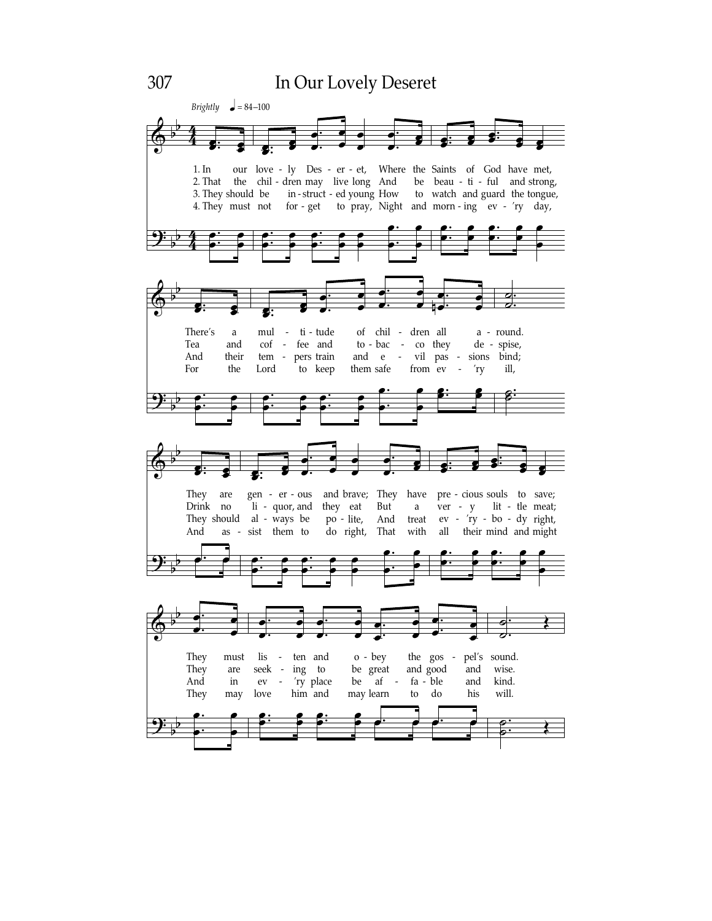# In Our Lovely Deseret

*Brightly* ♩ = 84–100

1. In our lovely Deseret, Where the Saints of God have met, There's a multitude of children all around. They are generous and brave; They have precious souls to save; They must listen and obey the gospel's sound.

2. That the children may live long And be beautiful and strong, Tea and coffee and tobacco they despise, Drink no liquor, and they eat But a very little meat; They are seeking to be great and good and wise.

3. They should be instructed young How to watch and guard the tongue, And their tempers train and evil passions bind; They should always be polite, And treat everybody right, And in every place be affable and kind.

4. They must not forget to pray, Night and morning every day, For the Lord to keep them safe from every ill, And assist them to do right, That with all their mind and might They may love him and may learn to do his will.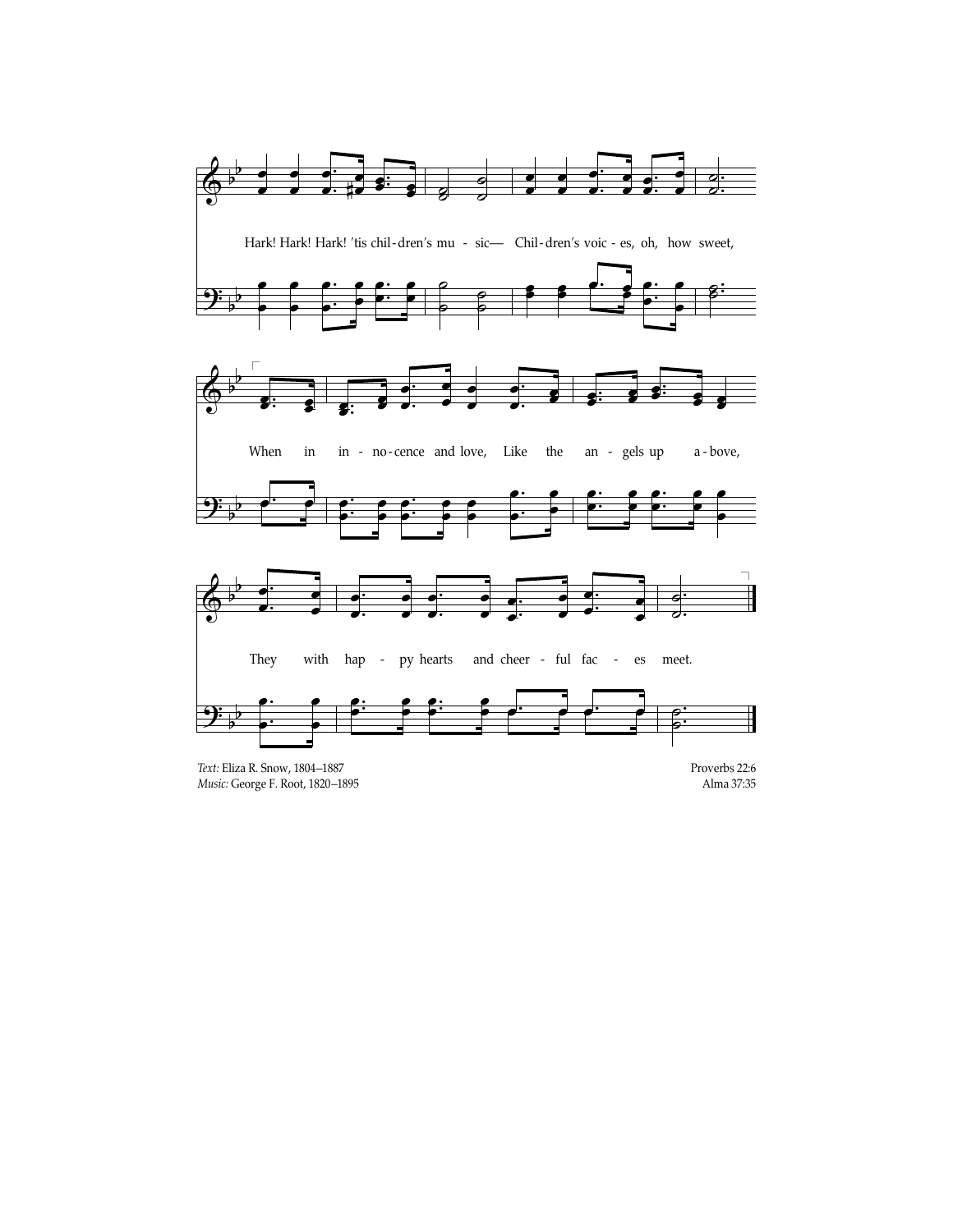Hark! Hark! Hark! 'tis chil-dren's mu - sic— Chil-dren's voic - es, oh, how sweet,

When in in - no-cence and love, Like the an - gels up a-bove,

They with hap - py hearts and cheer - ful fac - es meet.

*Text:* Eliza R. Snow, 1804–1887
*Music:* George F. Root, 1820–1895

Proverbs 22:6
Alma 37:35